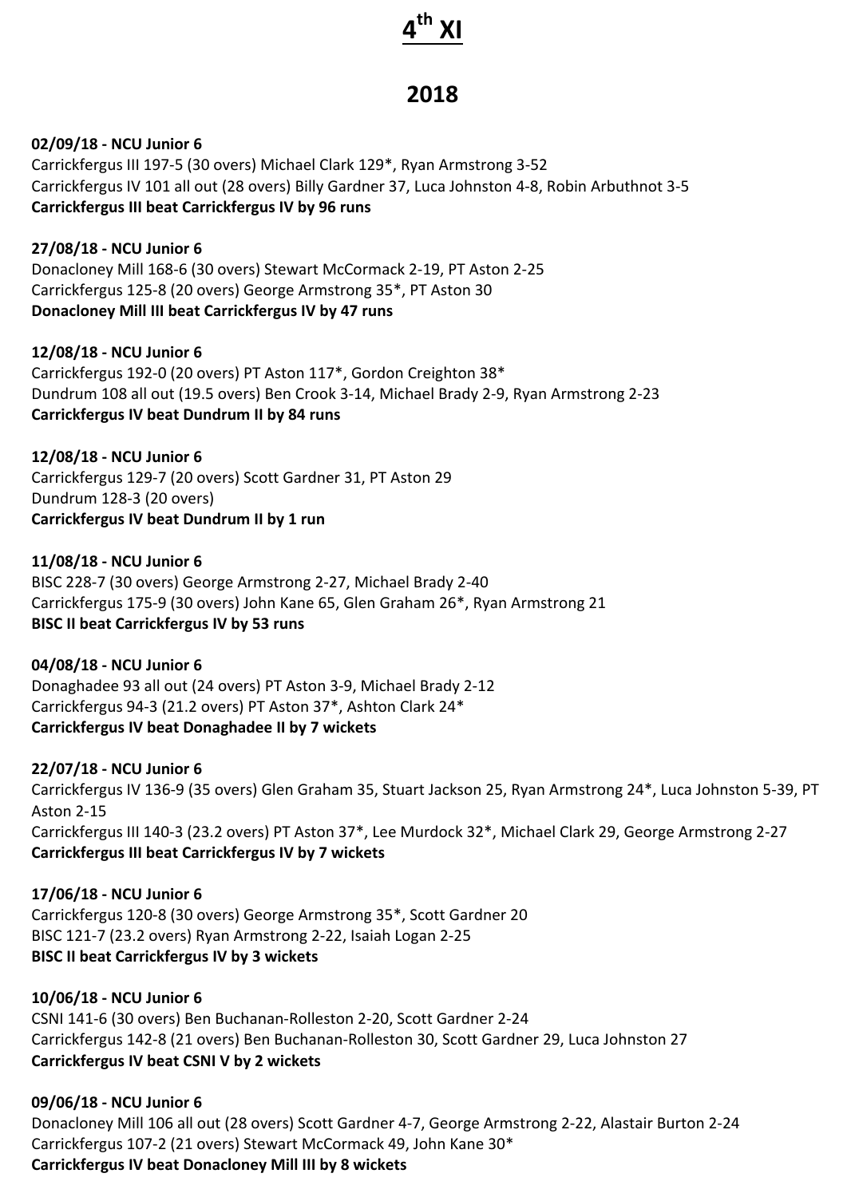# 4th XI

## 2018

**02/09/18 - NCU Junior 6**
Carrickfergus III 197-5 (30 overs) Michael Clark 129*, Ryan Armstrong 3-52
Carrickfergus IV 101 all out (28 overs) Billy Gardner 37, Luca Johnston 4-8, Robin Arbuthnot 3-5
**Carrickfergus III beat Carrickfergus IV by 96 runs**

**27/08/18 - NCU Junior 6**
Donacloney Mill 168-6 (30 overs) Stewart McCormack 2-19, PT Aston 2-25
Carrickfergus 125-8 (20 overs) George Armstrong 35*, PT Aston 30
**Donacloney Mill III beat Carrickfergus IV by 47 runs**

**12/08/18 - NCU Junior 6**
Carrickfergus 192-0 (20 overs) PT Aston 117*, Gordon Creighton 38*
Dundrum 108 all out (19.5 overs) Ben Crook 3-14, Michael Brady 2-9, Ryan Armstrong 2-23
**Carrickfergus IV beat Dundrum II by 84 runs**

**12/08/18 - NCU Junior 6**
Carrickfergus 129-7 (20 overs) Scott Gardner 31, PT Aston 29
Dundrum 128-3 (20 overs)
**Carrickfergus IV beat Dundrum II by 1 run**

**11/08/18 - NCU Junior 6**
BISC 228-7 (30 overs) George Armstrong 2-27, Michael Brady 2-40
Carrickfergus 175-9 (30 overs) John Kane 65, Glen Graham 26*, Ryan Armstrong 21
**BISC II beat Carrickfergus IV by 53 runs**

**04/08/18 - NCU Junior 6**
Donaghadee 93 all out (24 overs) PT Aston 3-9, Michael Brady 2-12
Carrickfergus 94-3 (21.2 overs) PT Aston 37*, Ashton Clark 24*
**Carrickfergus IV beat Donaghadee II by 7 wickets**

**22/07/18 - NCU Junior 6**
Carrickfergus IV 136-9 (35 overs) Glen Graham 35, Stuart Jackson 25, Ryan Armstrong 24*, Luca Johnston 5-39, PT Aston 2-15
Carrickfergus III 140-3 (23.2 overs) PT Aston 37*, Lee Murdock 32*, Michael Clark 29, George Armstrong 2-27
**Carrickfergus III beat Carrickfergus IV by 7 wickets**

**17/06/18 - NCU Junior 6**
Carrickfergus 120-8 (30 overs) George Armstrong 35*, Scott Gardner 20
BISC 121-7 (23.2 overs) Ryan Armstrong 2-22, Isaiah Logan 2-25
**BISC II beat Carrickfergus IV by 3 wickets**

**10/06/18 - NCU Junior 6**
CSNI 141-6 (30 overs) Ben Buchanan-Rolleston 2-20, Scott Gardner 2-24
Carrickfergus 142-8 (21 overs) Ben Buchanan-Rolleston 30, Scott Gardner 29, Luca Johnston 27
**Carrickfergus IV beat CSNI V by 2 wickets**

**09/06/18 - NCU Junior 6**
Donacloney Mill 106 all out (28 overs) Scott Gardner 4-7, George Armstrong 2-22, Alastair Burton 2-24
Carrickfergus 107-2 (21 overs) Stewart McCormack 49, John Kane 30*
**Carrickfergus IV beat Donacloney Mill III by 8 wickets**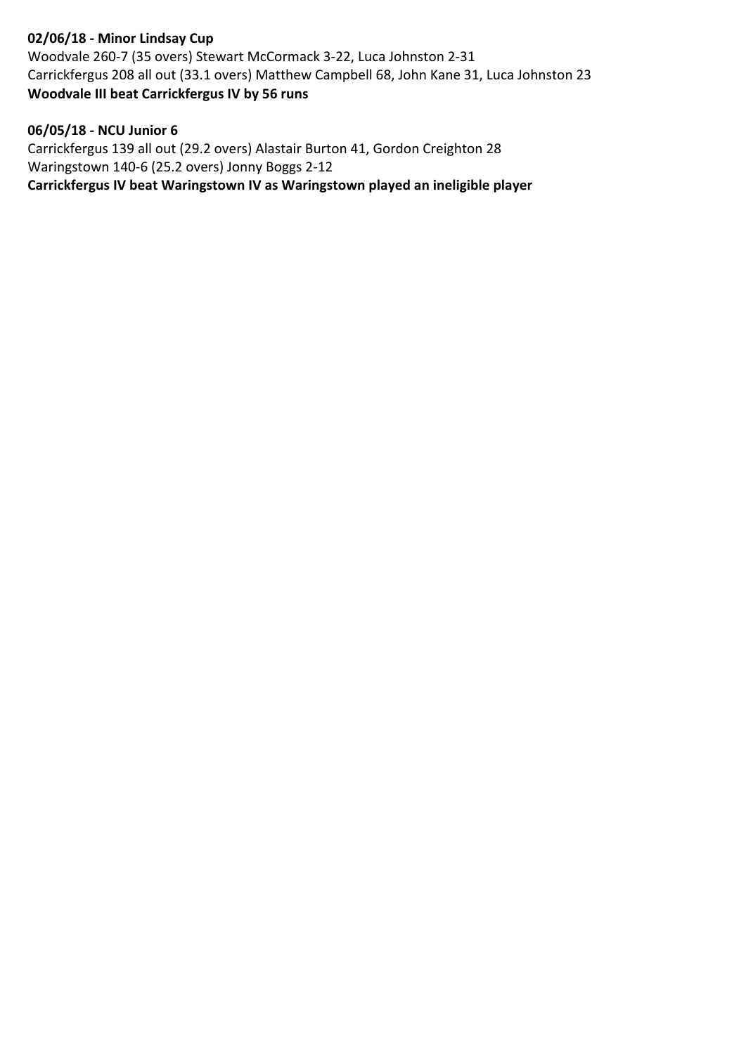**02/06/18 - Minor Lindsay Cup**

Woodvale 260-7 (35 overs) Stewart McCormack 3-22, Luca Johnston 2-31
Carrickfergus 208 all out (33.1 overs) Matthew Campbell 68, John Kane 31, Luca Johnston 23
**Woodvale III beat Carrickfergus IV by 56 runs**

**06/05/18 - NCU Junior 6**

Carrickfergus 139 all out (29.2 overs) Alastair Burton 41, Gordon Creighton 28
Waringstown 140-6 (25.2 overs) Jonny Boggs 2-12
**Carrickfergus IV beat Waringstown IV as Waringstown played an ineligible player**